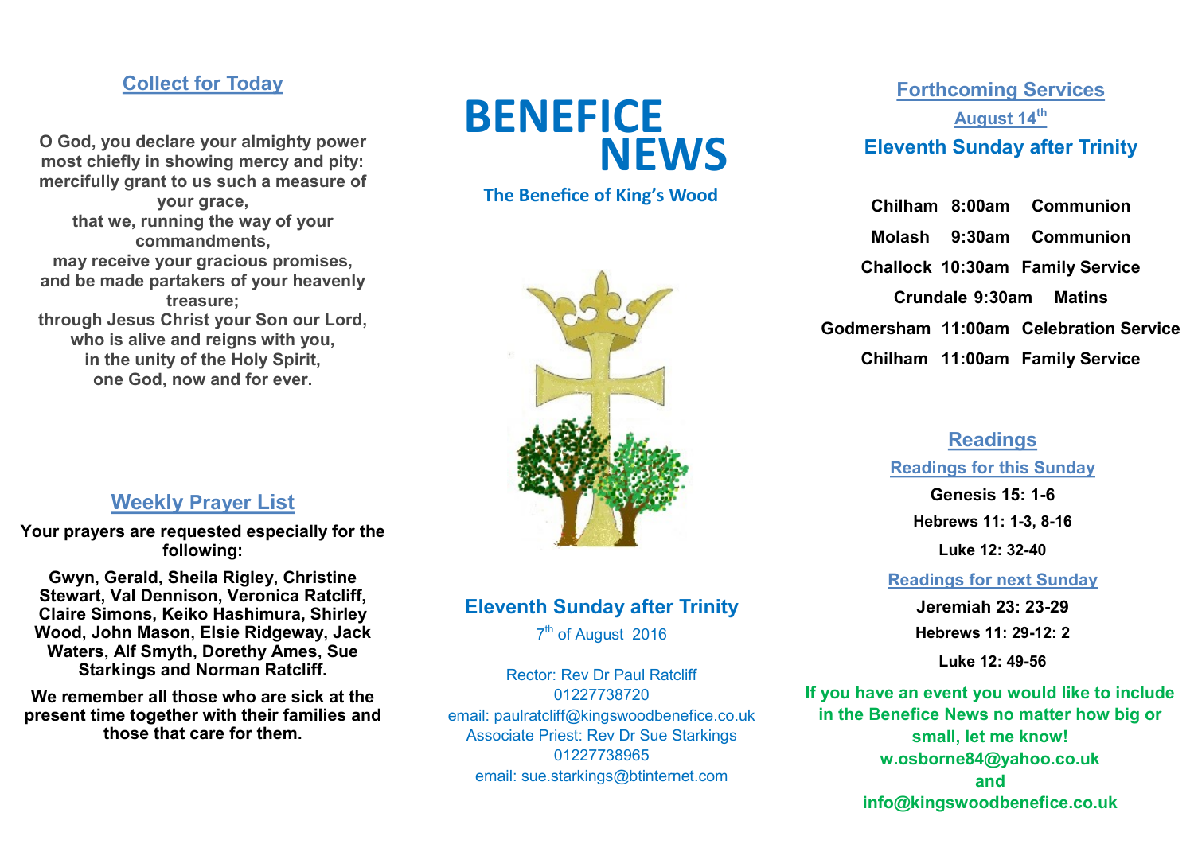# BENEFICE NEWS

**The Benefice of King's Wood**

## Eleventh Sunday after Trinity

7th of August 2016

Rector: Rev Dr Paul Ratcliff
01227738720
email: paulratcliff@kingswoodbenefice.co.uk
Associate Priest: Rev Dr Sue Starkings
01227738965
email: sue.starkings@btinternet.com

## Collect for Today

**O God, you declare your almighty power most chiefly in showing mercy and pity: mercifully grant to us such a measure of your grace, that we, running the way of your commandments, may receive your gracious promises, and be made partakers of your heavenly treasure; through Jesus Christ your Son our Lord, who is alive and reigns with you, in the unity of the Holy Spirit, one God, now and for ever.**

## Weekly Prayer List

**Your prayers are requested especially for the following:**

**Gwyn, Gerald, Sheila Rigley, Christine Stewart, Val Dennison, Veronica Ratcliff, Claire Simons, Keiko Hashimura, Shirley Wood, John Mason, Elsie Ridgeway, Jack Waters, Alf Smyth, Dorethy Ames, Sue Starkings and Norman Ratcliff.**

**We remember all those who are sick at the present time together with their families and those that care for them.**

## Forthcoming Services

### August 14th

### Eleventh Sunday after Trinity

| | | |
|---|---|---|
| **Chilham** | **8:00am** | **Communion** |
| **Molash** | **9:30am** | **Communion** |
| **Challock** | **10:30am** | **Family Service** |
| **Crundale** | **9:30am** | **Matins** |
| **Godmersham** | **11:00am** | **Celebration Service** |
| **Chilham** | **11:00am** | **Family Service** |

## Readings

### Readings for this Sunday

**Genesis 15: 1-6**
**Hebrews 11: 1-3, 8-16**
**Luke 12: 32-40**

### Readings for next Sunday

**Jeremiah 23: 23-29**
**Hebrews 11: 29-12: 2**
**Luke 12: 49-56**

**If you have an event you would like to include in the Benefice News no matter how big or small, let me know!**
**w.osborne84@yahoo.co.uk**
**and**
**info@kingswoodbenefice.co.uk**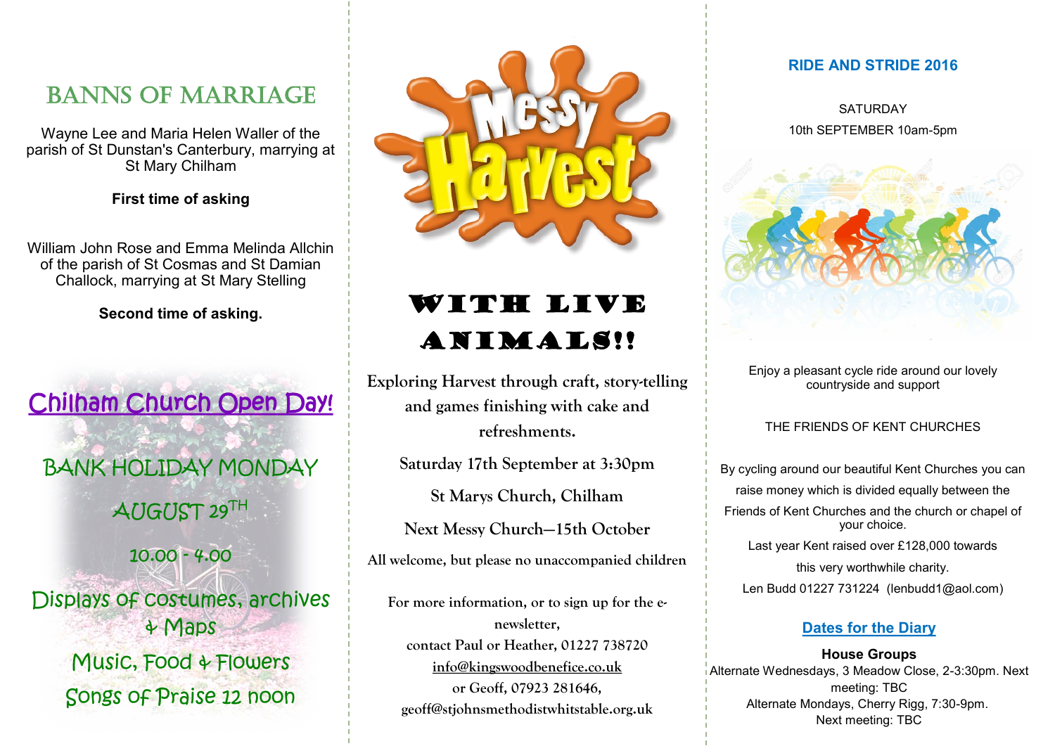# BANNS OF MARRIAGE

Wayne Lee and Maria Helen Waller of the parish of St Dunstan's Canterbury, marrying at St Mary Chilham

**First time of asking**

William John Rose and Emma Melinda Allchin of the parish of St Cosmas and St Damian Challock, marrying at St Mary Stelling

**Second time of asking.**

## Chilham Church Open Day!

BANK HOLIDAY MONDAY

AUGUST 29TH

10.00 - 4.00

Displays of costumes, archives & Maps

Music, Food & Flowers

Songs of Praise 12 noon

# Messy Harvest

## WITH LIVE ANIMALS!!

**Exploring Harvest through craft, story-telling and games finishing with cake and refreshments.**

**Saturday 17th September at 3:30pm**

**St Marys Church, Chilham**

**Next Messy Church—15th October**

**All welcome, but please no unaccompanied children**

**For more information, or to sign up for the e-newsletter,**
**contact Paul or Heather, 01227 738720**
**info@kingswoodbenefice.co.uk**
**or Geoff, 07923 281646,**
**geoff@stjohnsmethodistwhitstable.org.uk**

## RIDE AND STRIDE 2016

SATURDAY

10th SEPTEMBER 10am-5pm

Enjoy a pleasant cycle ride around our lovely countryside and support

THE FRIENDS OF KENT CHURCHES

By cycling around our beautiful Kent Churches you can raise money which is divided equally between the Friends of Kent Churches and the church or chapel of your choice.

Last year Kent raised over £128,000 towards this very worthwhile charity.

Len Budd 01227 731224 (lenbudd1@aol.com)

## Dates for the Diary

**House Groups**

Alternate Wednesdays, 3 Meadow Close, 2-3:30pm. Next meeting: TBC

Alternate Mondays, Cherry Rigg, 7:30-9pm. Next meeting: TBC